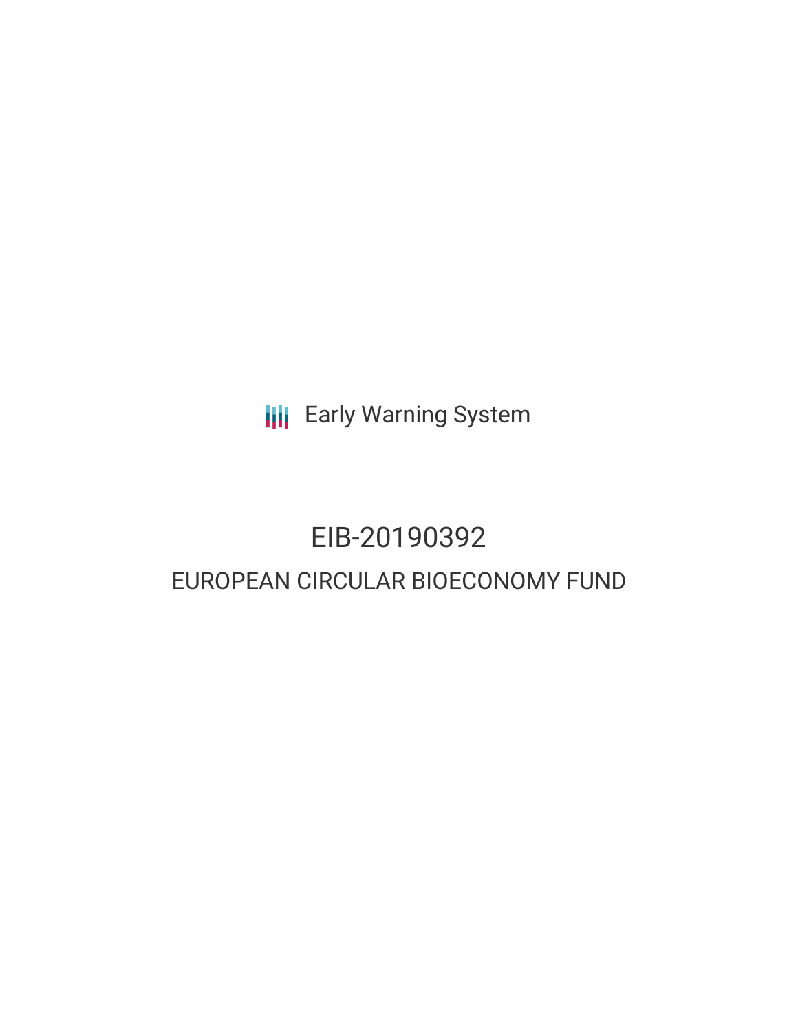Early Warning System

# EIB-20190392

## EUROPEAN CIRCULAR BIOECONOMY FUND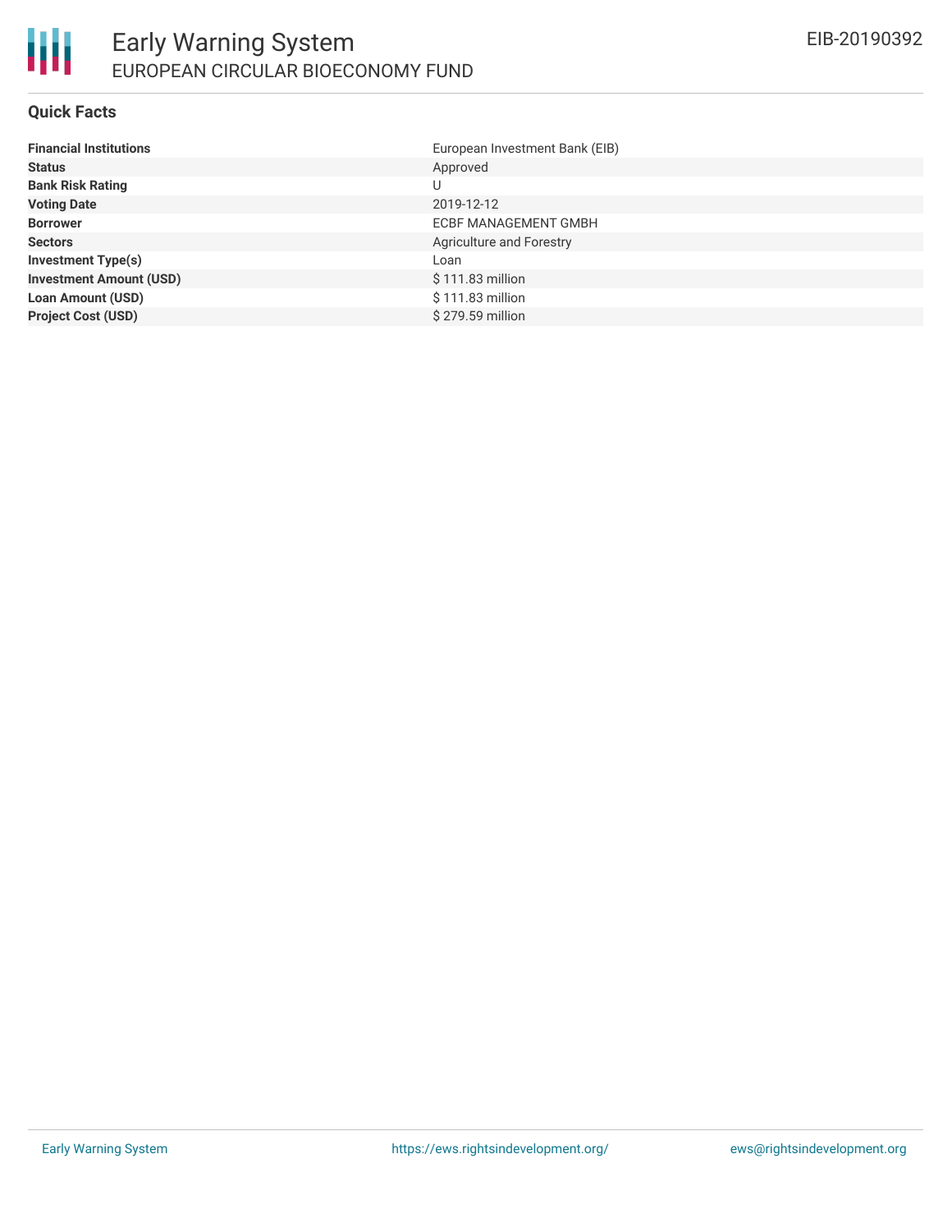# Early Warning System

## EUROPEAN CIRCULAR BIOECONOMY FUND

EIB-20190392

### Quick Facts

| | |
|---|---|
| **Financial Institutions** | European Investment Bank (EIB) |
| **Status** | Approved |
| **Bank Risk Rating** | U |
| **Voting Date** | 2019-12-12 |
| **Borrower** | ECBF MANAGEMENT GMBH |
| **Sectors** | Agriculture and Forestry |
| **Investment Type(s)** | Loan |
| **Investment Amount (USD)** | $ 111.83 million |
| **Loan Amount (USD)** | $ 111.83 million |
| **Project Cost (USD)** | $ 279.59 million |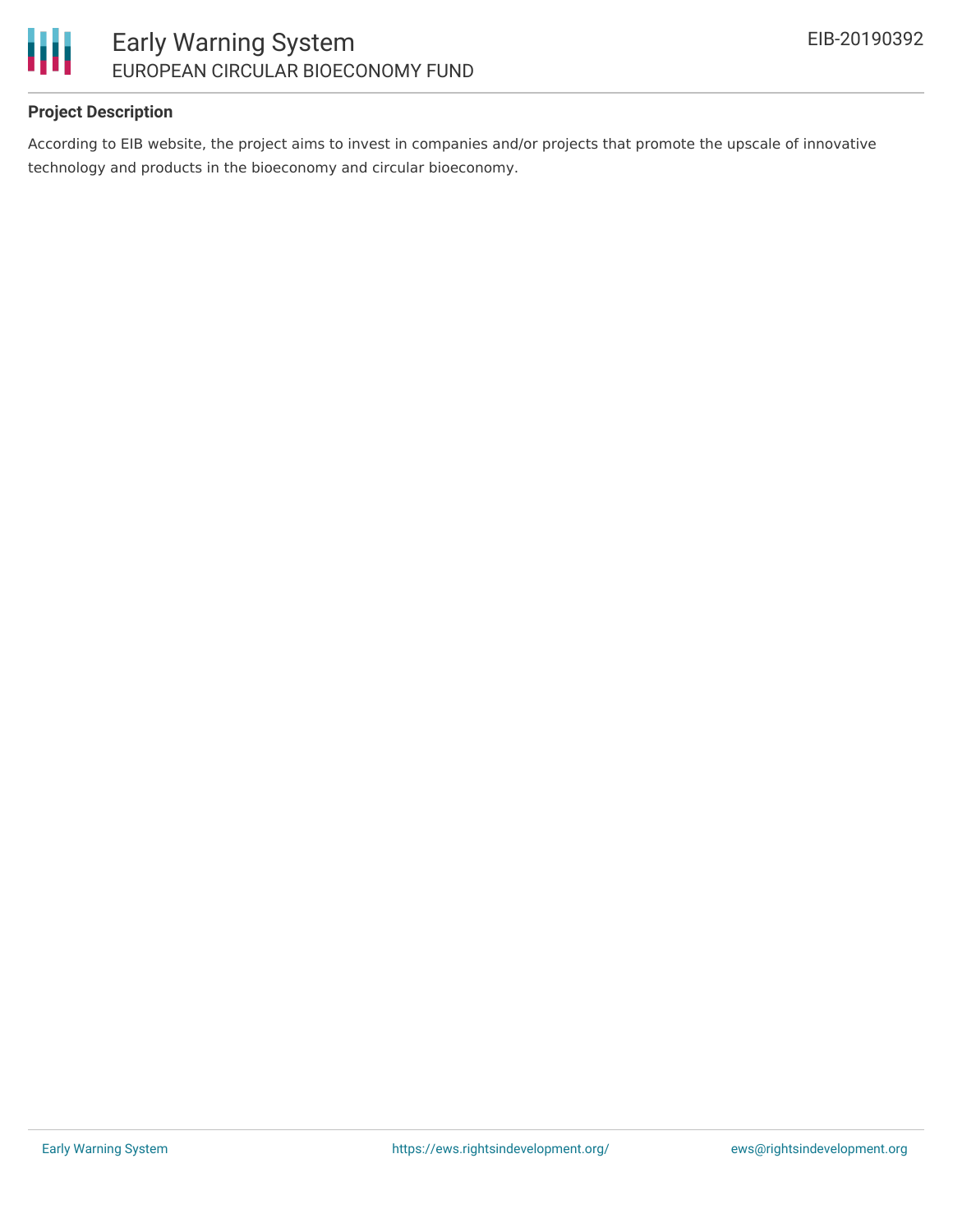### Project Description

According to EIB website, the project aims to invest in companies and/or projects that promote the upscale of innovative technology and products in the bioeconomy and circular bioeconomy.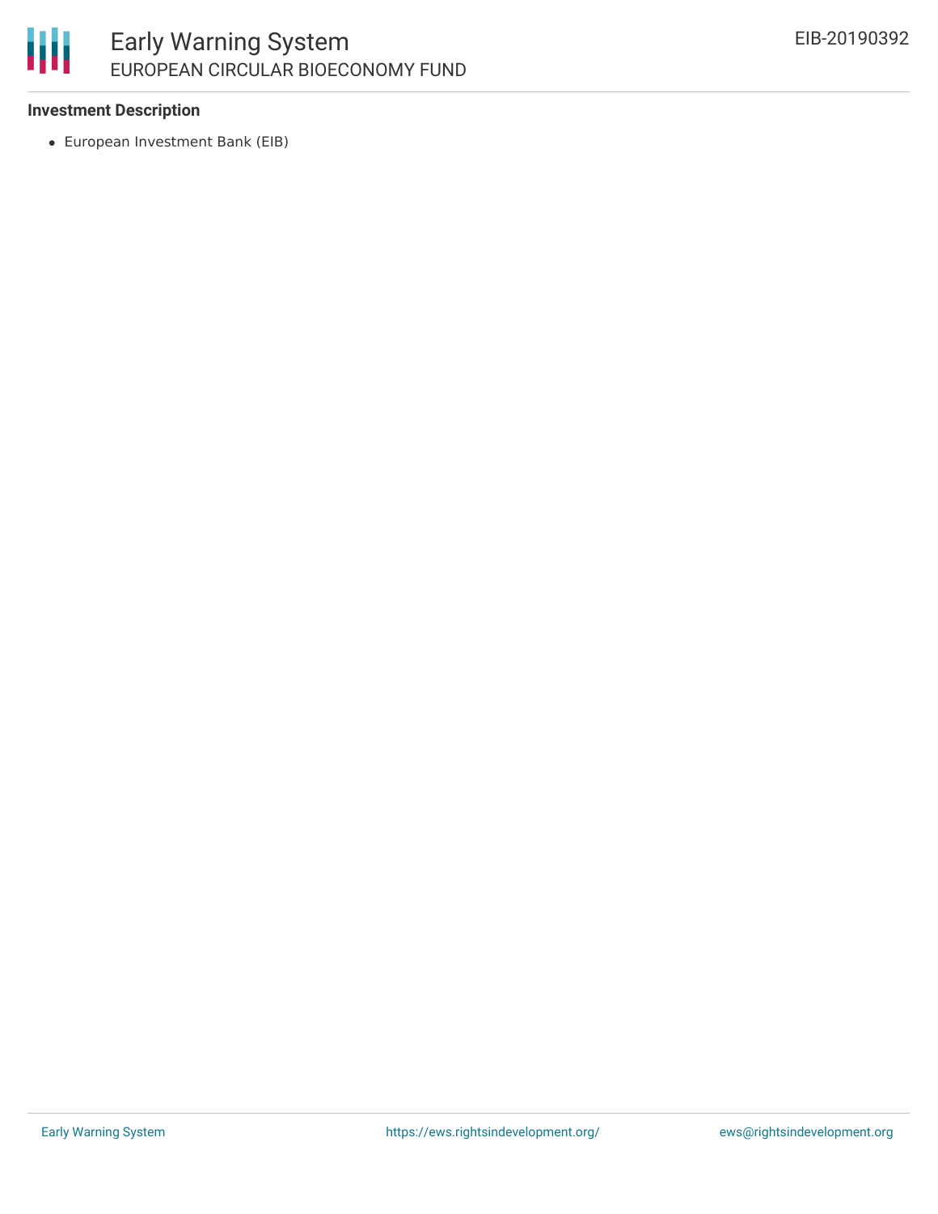**Investment Description**

- European Investment Bank (EIB)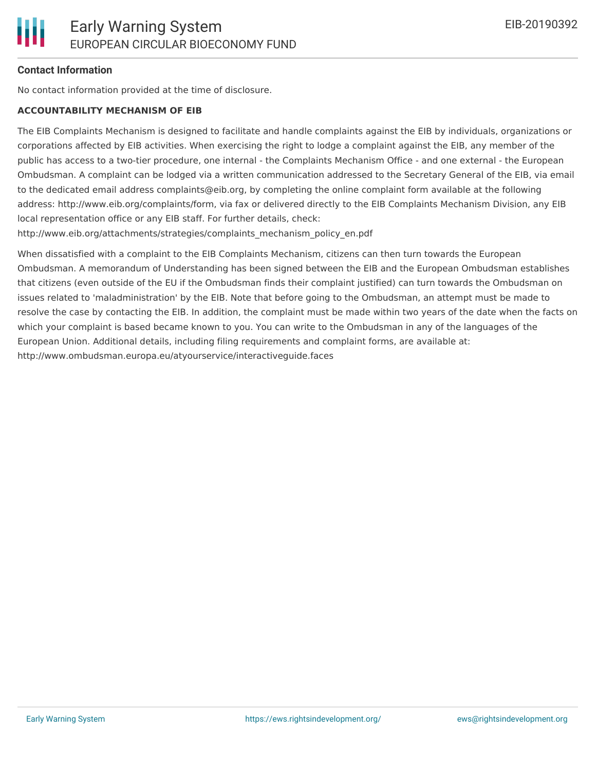## Contact Information

No contact information provided at the time of disclosure.

**ACCOUNTABILITY MECHANISM OF EIB**

The EIB Complaints Mechanism is designed to facilitate and handle complaints against the EIB by individuals, organizations or corporations affected by EIB activities. When exercising the right to lodge a complaint against the EIB, any member of the public has access to a two-tier procedure, one internal - the Complaints Mechanism Office - and one external - the European Ombudsman. A complaint can be lodged via a written communication addressed to the Secretary General of the EIB, via email to the dedicated email address complaints@eib.org, by completing the online complaint form available at the following address: http://www.eib.org/complaints/form, via fax or delivered directly to the EIB Complaints Mechanism Division, any EIB local representation office or any EIB staff. For further details, check: http://www.eib.org/attachments/strategies/complaints_mechanism_policy_en.pdf

When dissatisfied with a complaint to the EIB Complaints Mechanism, citizens can then turn towards the European Ombudsman. A memorandum of Understanding has been signed between the EIB and the European Ombudsman establishes that citizens (even outside of the EU if the Ombudsman finds their complaint justified) can turn towards the Ombudsman on issues related to 'maladministration' by the EIB. Note that before going to the Ombudsman, an attempt must be made to resolve the case by contacting the EIB. In addition, the complaint must be made within two years of the date when the facts on which your complaint is based became known to you. You can write to the Ombudsman in any of the languages of the European Union. Additional details, including filing requirements and complaint forms, are available at: http://www.ombudsman.europa.eu/atyourservice/interactiveguide.faces